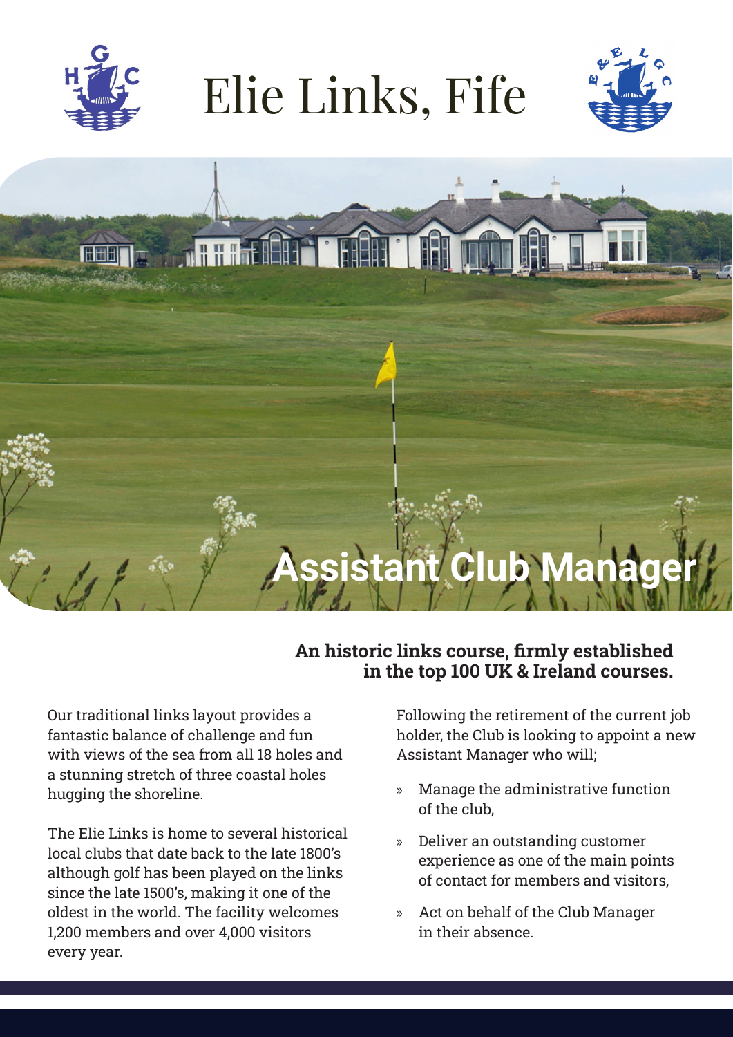# Elie Links, Fife

## Assistant Club Manager

**An historic links course, firmly established in the top 100 UK & Ireland courses.**

Our traditional links layout provides a fantastic balance of challenge and fun with views of the sea from all 18 holes and a stunning stretch of three coastal holes hugging the shoreline.

The Elie Links is home to several historical local clubs that date back to the late 1800's although golf has been played on the links since the late 1500's, making it one of the oldest in the world. The facility welcomes 1,200 members and over 4,000 visitors every year.

Following the retirement of the current job holder, the Club is looking to appoint a new Assistant Manager who will;

- Manage the administrative function of the club,
- Deliver an outstanding customer experience as one of the main points of contact for members and visitors,
- Act on behalf of the Club Manager in their absence.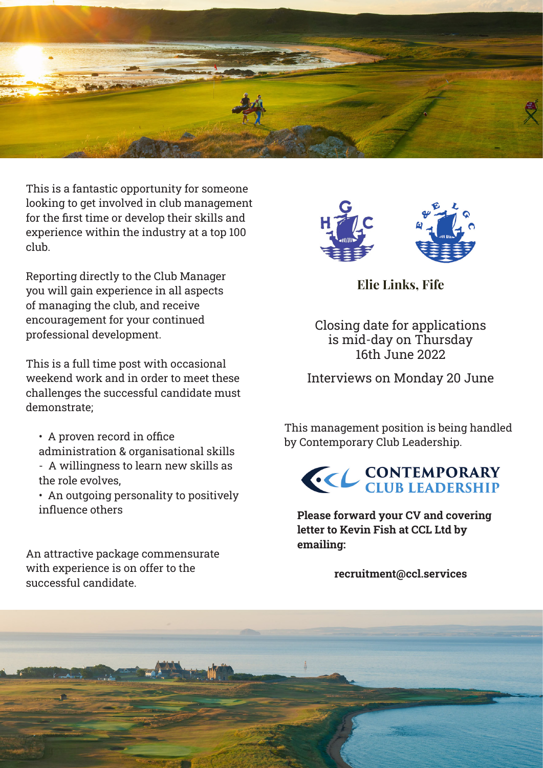This is a fantastic opportunity for someone looking to get involved in club management for the first time or develop their skills and experience within the industry at a top 100 club.

Reporting directly to the Club Manager you will gain experience in all aspects of managing the club, and receive encouragement for your continued professional development.

This is a full time post with occasional weekend work and in order to meet these challenges the successful candidate must demonstrate;

- A proven record in office administration & organisational skills
- A willingness to learn new skills as the role evolves,
- An outgoing personality to positively influence others

An attractive package commensurate with experience is on offer to the successful candidate.

**Elie Links, Fife**

Closing date for applications is mid-day on Thursday 16th June 2022

Interviews on Monday 20 June

This management position is being handled by Contemporary Club Leadership.

CONTEMPORARY CLUB LEADERSHIP

**Please forward your CV and covering letter to Kevin Fish at CCL Ltd by emailing:**

**recruitment@ccl.services**